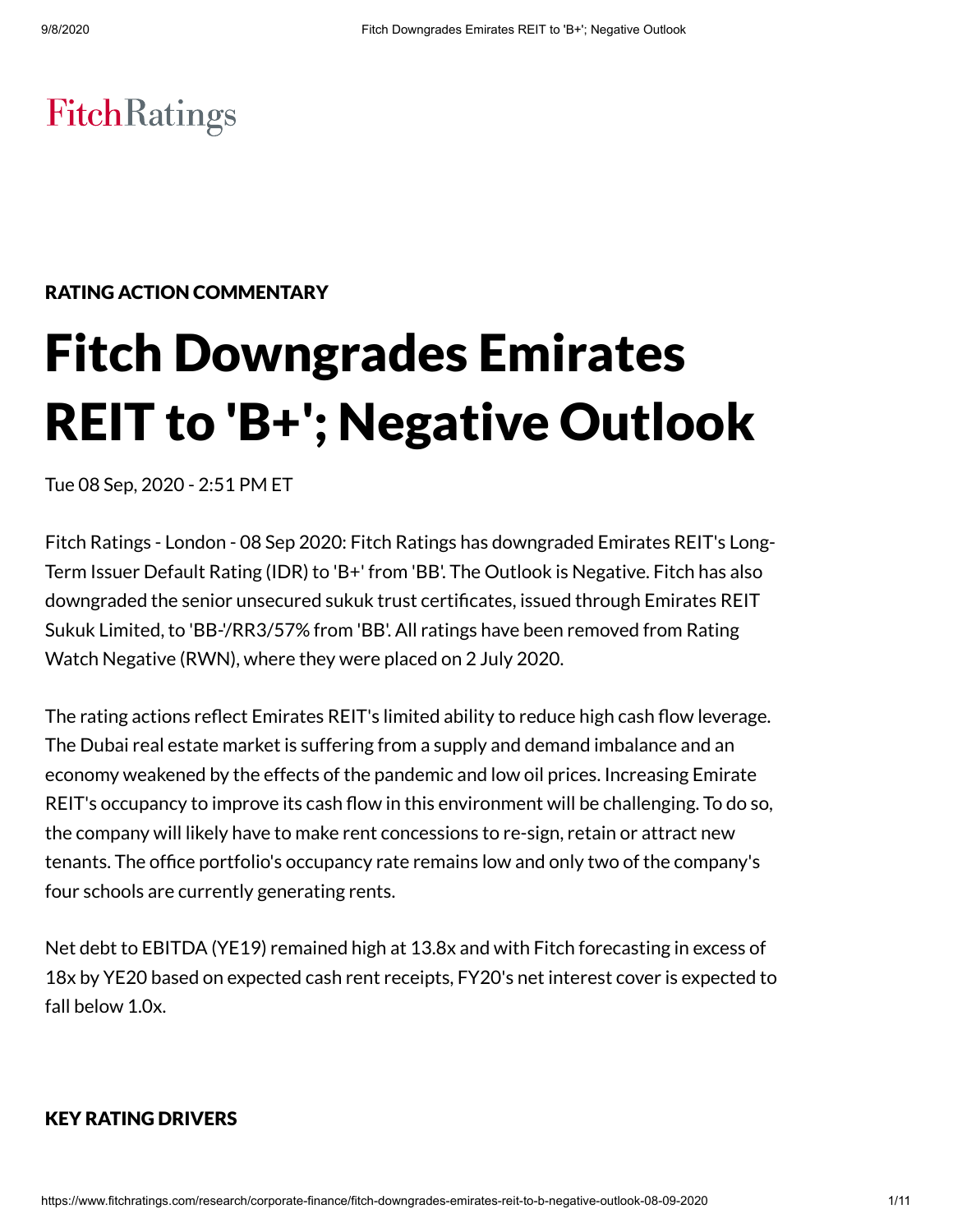FitchRatings

RATING ACTION COMMENTARY

# Fitch Downgrades Emirates REIT to 'B+'; Negative Outlook

Tue 08 Sep, 2020 - 2:51 PM ET

Fitch Ratings - London - 08 Sep 2020: Fitch Ratings has downgraded Emirates REIT's Long-Term Issuer Default Rating (IDR) to 'B+' from 'BB'. The Outlook is Negative. Fitch has also downgraded the senior unsecured sukuk trust certificates, issued through Emirates REIT Sukuk Limited, to 'BB-'/RR3/57% from 'BB'. All ratings have been removed from Rating Watch Negative (RWN), where they were placed on 2 July 2020.

The rating actions reflect Emirates REIT's limited ability to reduce high cash flow leverage. The Dubai real estate market is suffering from a supply and demand imbalance and an economy weakened by the effects of the pandemic and low oil prices. Increasing Emirate REIT's occupancy to improve its cash flow in this environment will be challenging. To do so, the company will likely have to make rent concessions to re-sign, retain or attract new tenants. The office portfolio's occupancy rate remains low and only two of the company's four schools are currently generating rents.

Net debt to EBITDA (YE19) remained high at 13.8x and with Fitch forecasting in excess of 18x by YE20 based on expected cash rent receipts, FY20's net interest cover is expected to fall below 1.0x.

### KEY RATING DRIVERS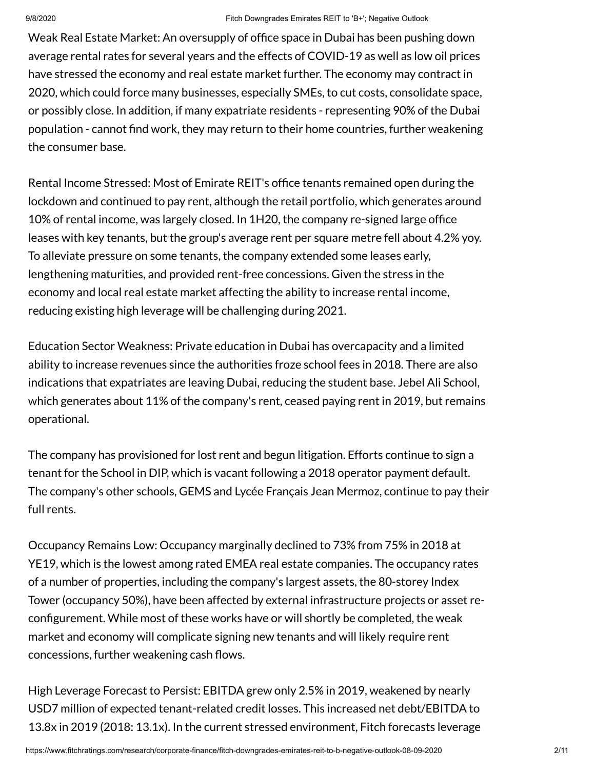Weak Real Estate Market: An oversupply of office space in Dubai has been pushing down average rental rates for several years and the effects of COVID-19 as well as low oil prices have stressed the economy and real estate market further. The economy may contract in 2020, which could force many businesses, especially SMEs, to cut costs, consolidate space, or possibly close. In addition, if many expatriate residents - representing 90% of the Dubai population - cannot find work, they may return to their home countries, further weakening the consumer base.

Rental Income Stressed: Most of Emirate REIT's office tenants remained open during the lockdown and continued to pay rent, although the retail portfolio, which generates around 10% of rental income, was largely closed. In 1H20, the company re-signed large office leases with key tenants, but the group's average rent per square metre fell about 4.2% yoy. To alleviate pressure on some tenants, the company extended some leases early, lengthening maturities, and provided rent-free concessions. Given the stress in the economy and local real estate market affecting the ability to increase rental income, reducing existing high leverage will be challenging during 2021.

Education Sector Weakness: Private education in Dubai has overcapacity and a limited ability to increase revenues since the authorities froze school fees in 2018. There are also indications that expatriates are leaving Dubai, reducing the student base. Jebel Ali School, which generates about 11% of the company's rent, ceased paying rent in 2019, but remains operational.

The company has provisioned for lost rent and begun litigation. Efforts continue to sign a tenant for the School in DIP, which is vacant following a 2018 operator payment default. The company's other schools, GEMS and Lycée Français Jean Mermoz, continue to pay their full rents.

Occupancy Remains Low: Occupancy marginally declined to 73% from 75% in 2018 at YE19, which is the lowest among rated EMEA real estate companies. The occupancy rates of a number of properties, including the company's largest assets, the 80-storey Index Tower (occupancy 50%), have been affected by external infrastructure projects or asset re-configurement. While most of these works have or will shortly be completed, the weak market and economy will complicate signing new tenants and will likely require rent concessions, further weakening cash flows.

High Leverage Forecast to Persist: EBITDA grew only 2.5% in 2019, weakened by nearly USD7 million of expected tenant-related credit losses. This increased net debt/EBITDA to 13.8x in 2019 (2018: 13.1x). In the current stressed environment, Fitch forecasts leverage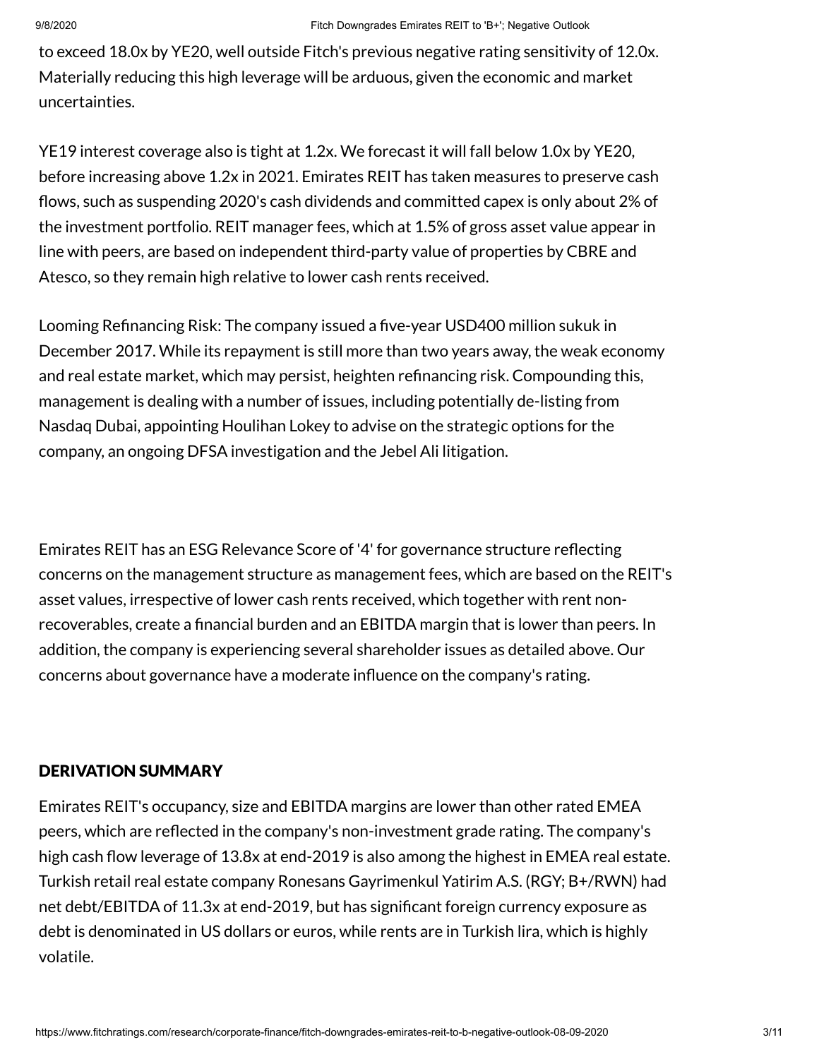to exceed 18.0x by YE20, well outside Fitch's previous negative rating sensitivity of 12.0x. Materially reducing this high leverage will be arduous, given the economic and market uncertainties.

YE19 interest coverage also is tight at 1.2x. We forecast it will fall below 1.0x by YE20, before increasing above 1.2x in 2021. Emirates REIT has taken measures to preserve cash flows, such as suspending 2020's cash dividends and committed capex is only about 2% of the investment portfolio. REIT manager fees, which at 1.5% of gross asset value appear in line with peers, are based on independent third-party value of properties by CBRE and Atesco, so they remain high relative to lower cash rents received.

Looming Refinancing Risk: The company issued a five-year USD400 million sukuk in December 2017. While its repayment is still more than two years away, the weak economy and real estate market, which may persist, heighten refinancing risk. Compounding this, management is dealing with a number of issues, including potentially de-listing from Nasdaq Dubai, appointing Houlihan Lokey to advise on the strategic options for the company, an ongoing DFSA investigation and the Jebel Ali litigation.

Emirates REIT has an ESG Relevance Score of '4' for governance structure reflecting concerns on the management structure as management fees, which are based on the REIT's asset values, irrespective of lower cash rents received, which together with rent non-recoverables, create a financial burden and an EBITDA margin that is lower than peers. In addition, the company is experiencing several shareholder issues as detailed above. Our concerns about governance have a moderate influence on the company's rating.

## DERIVATION SUMMARY

Emirates REIT's occupancy, size and EBITDA margins are lower than other rated EMEA peers, which are reflected in the company's non-investment grade rating. The company's high cash flow leverage of 13.8x at end-2019 is also among the highest in EMEA real estate. Turkish retail real estate company Ronesans Gayrimenkul Yatirim A.S. (RGY; B+/RWN) had net debt/EBITDA of 11.3x at end-2019, but has significant foreign currency exposure as debt is denominated in US dollars or euros, while rents are in Turkish lira, which is highly volatile.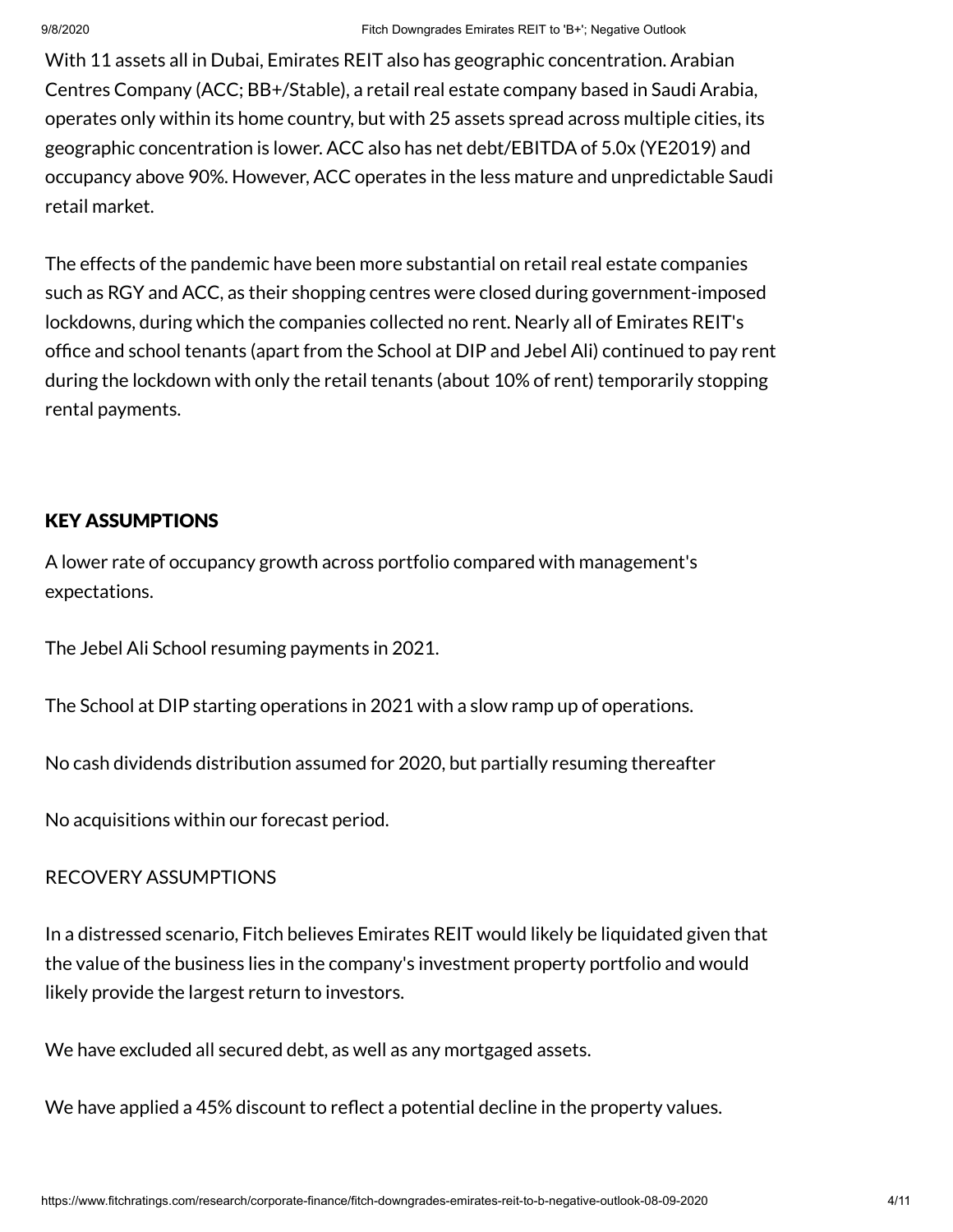With 11 assets all in Dubai, Emirates REIT also has geographic concentration. Arabian Centres Company (ACC; BB+/Stable), a retail real estate company based in Saudi Arabia, operates only within its home country, but with 25 assets spread across multiple cities, its geographic concentration is lower. ACC also has net debt/EBITDA of 5.0x (YE2019) and occupancy above 90%. However, ACC operates in the less mature and unpredictable Saudi retail market.

The effects of the pandemic have been more substantial on retail real estate companies such as RGY and ACC, as their shopping centres were closed during government-imposed lockdowns, during which the companies collected no rent. Nearly all of Emirates REIT's office and school tenants (apart from the School at DIP and Jebel Ali) continued to pay rent during the lockdown with only the retail tenants (about 10% of rent) temporarily stopping rental payments.

## KEY ASSUMPTIONS

A lower rate of occupancy growth across portfolio compared with management's expectations.

The Jebel Ali School resuming payments in 2021.

The School at DIP starting operations in 2021 with a slow ramp up of operations.

No cash dividends distribution assumed for 2020, but partially resuming thereafter

No acquisitions within our forecast period.

RECOVERY ASSUMPTIONS

In a distressed scenario, Fitch believes Emirates REIT would likely be liquidated given that the value of the business lies in the company's investment property portfolio and would likely provide the largest return to investors.

We have excluded all secured debt, as well as any mortgaged assets.

We have applied a 45% discount to reflect a potential decline in the property values.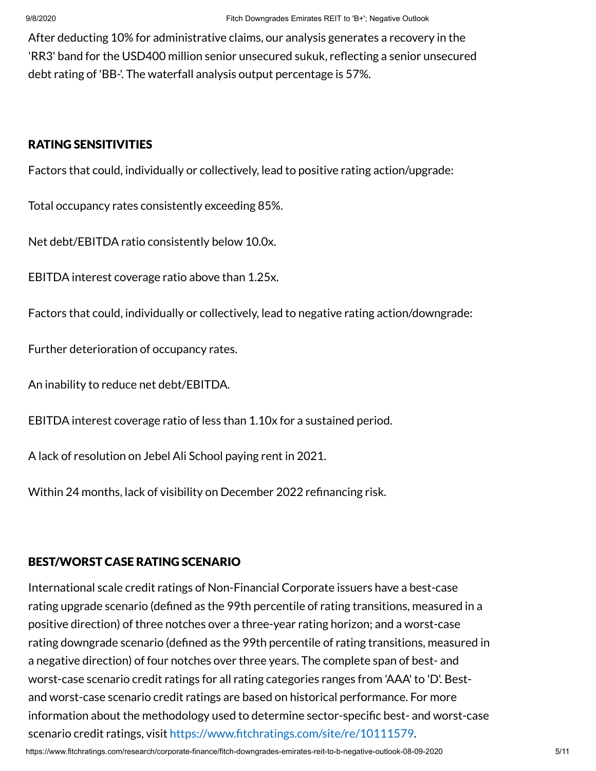After deducting 10% for administrative claims, our analysis generates a recovery in the 'RR3' band for the USD400 million senior unsecured sukuk, reflecting a senior unsecured debt rating of 'BB-'. The waterfall analysis output percentage is 57%.

## RATING SENSITIVITIES

Factors that could, individually or collectively, lead to positive rating action/upgrade:

Total occupancy rates consistently exceeding 85%.

Net debt/EBITDA ratio consistently below 10.0x.

EBITDA interest coverage ratio above than 1.25x.

Factors that could, individually or collectively, lead to negative rating action/downgrade:

Further deterioration of occupancy rates.

An inability to reduce net debt/EBITDA.

EBITDA interest coverage ratio of less than 1.10x for a sustained period.

A lack of resolution on Jebel Ali School paying rent in 2021.

Within 24 months, lack of visibility on December 2022 refinancing risk.

## BEST/WORST CASE RATING SCENARIO

International scale credit ratings of Non-Financial Corporate issuers have a best-case rating upgrade scenario (defined as the 99th percentile of rating transitions, measured in a positive direction) of three notches over a three-year rating horizon; and a worst-case rating downgrade scenario (defined as the 99th percentile of rating transitions, measured in a negative direction) of four notches over three years. The complete span of best- and worst-case scenario credit ratings for all rating categories ranges from 'AAA' to 'D'. Best- and worst-case scenario credit ratings are based on historical performance. For more information about the methodology used to determine sector-specific best- and worst-case scenario credit ratings, visit https://www.fitchratings.com/site/re/10111579.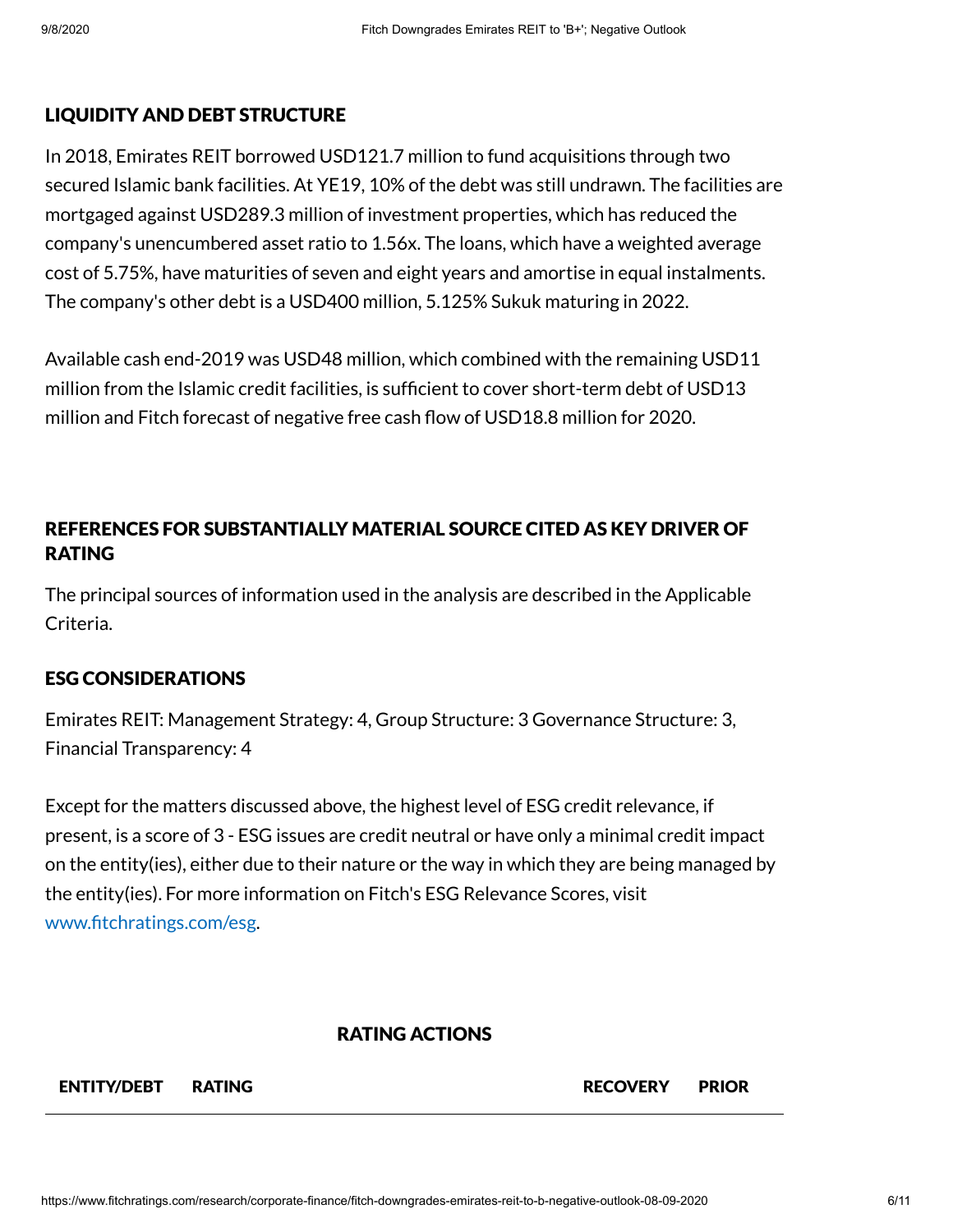## LIQUIDITY AND DEBT STRUCTURE

In 2018, Emirates REIT borrowed USD121.7 million to fund acquisitions through two secured Islamic bank facilities. At YE19, 10% of the debt was still undrawn. The facilities are mortgaged against USD289.3 million of investment properties, which has reduced the company's unencumbered asset ratio to 1.56x. The loans, which have a weighted average cost of 5.75%, have maturities of seven and eight years and amortise in equal instalments. The company's other debt is a USD400 million, 5.125% Sukuk maturing in 2022.

Available cash end-2019 was USD48 million, which combined with the remaining USD11 million from the Islamic credit facilities, is sufficient to cover short-term debt of USD13 million and Fitch forecast of negative free cash flow of USD18.8 million for 2020.

## REFERENCES FOR SUBSTANTIALLY MATERIAL SOURCE CITED AS KEY DRIVER OF RATING

The principal sources of information used in the analysis are described in the Applicable Criteria.

## ESG CONSIDERATIONS

Emirates REIT: Management Strategy: 4, Group Structure: 3 Governance Structure: 3, Financial Transparency: 4

Except for the matters discussed above, the highest level of ESG credit relevance, if present, is a score of 3 - ESG issues are credit neutral or have only a minimal credit impact on the entity(ies), either due to their nature or the way in which they are being managed by the entity(ies). For more information on Fitch's ESG Relevance Scores, visit www.fitchratings.com/esg.

## RATING ACTIONS

| ENTITY/DEBT | RATING | RECOVERY | PRIOR |
|---|---|---|---|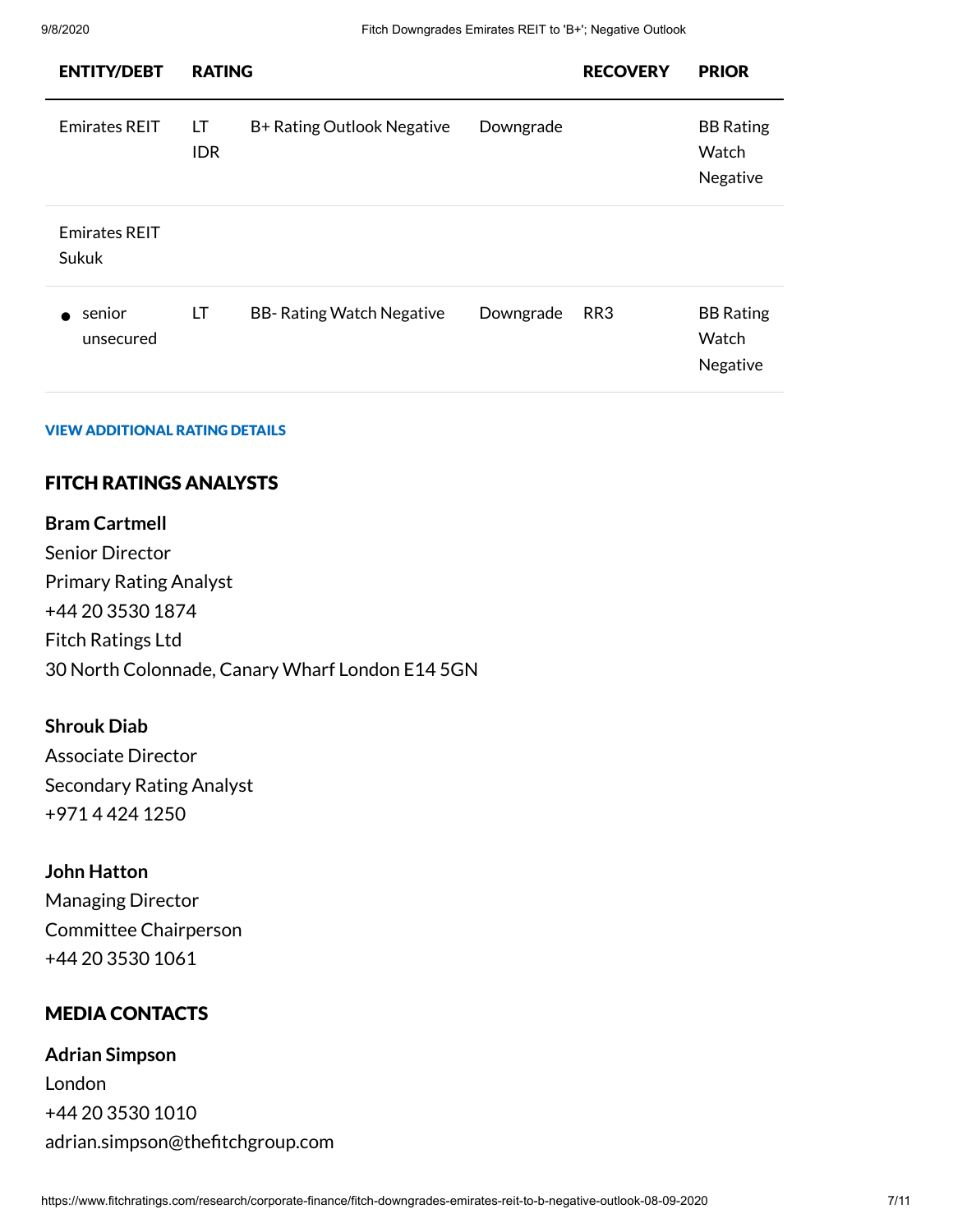| ENTITY/DEBT | RATING | | | RECOVERY | PRIOR |
|---|---|---|---|---|---|
| Emirates REIT | LT IDR | B+ Rating Outlook Negative | Downgrade | | BB Rating Watch Negative |
| Emirates REIT Sukuk | | | | | |
| • senior unsecured | LT | BB- Rating Watch Negative | Downgrade | RR3 | BB Rating Watch Negative |

VIEW ADDITIONAL RATING DETAILS

## FITCH RATINGS ANALYSTS

**Bram Cartmell**
Senior Director
Primary Rating Analyst
+44 20 3530 1874
Fitch Ratings Ltd
30 North Colonnade, Canary Wharf London E14 5GN

**Shrouk Diab**
Associate Director
Secondary Rating Analyst
+971 4 424 1250

**John Hatton**
Managing Director
Committee Chairperson
+44 20 3530 1061

## MEDIA CONTACTS

**Adrian Simpson**
London
+44 20 3530 1010
adrian.simpson@thefitchgroup.com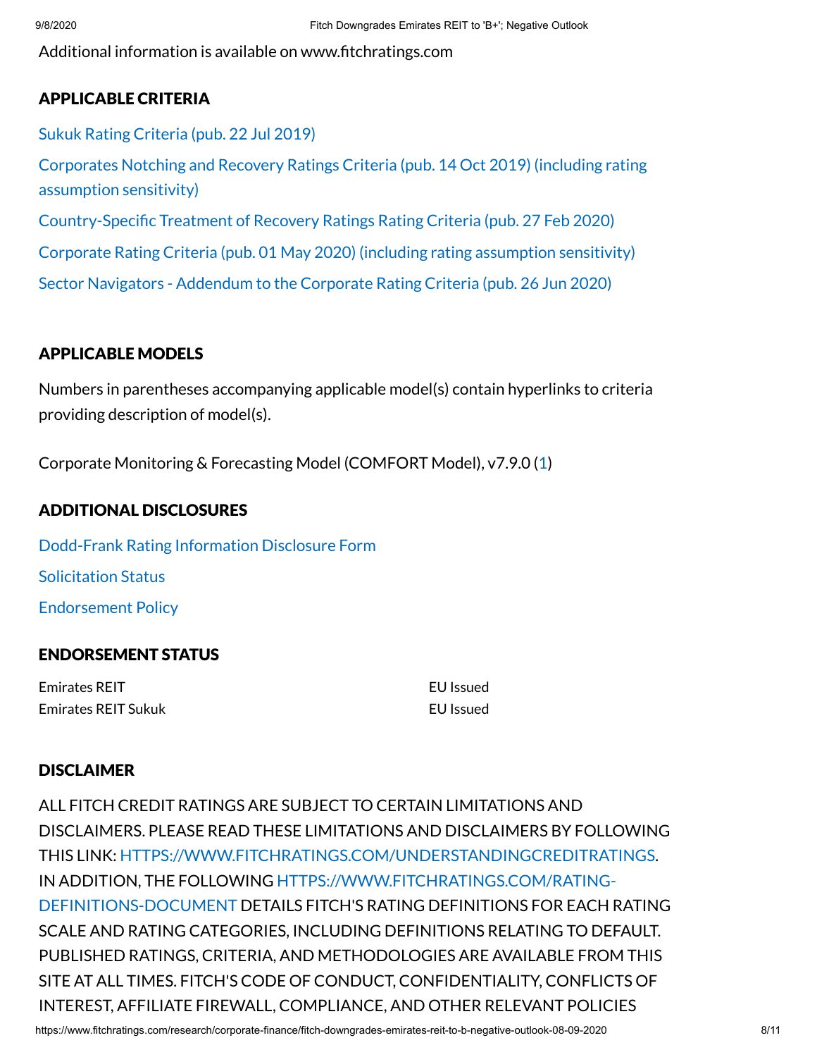Additional information is available on www.fitchratings.com

## APPLICABLE CRITERIA

Sukuk Rating Criteria (pub. 22 Jul 2019)

Corporates Notching and Recovery Ratings Criteria (pub. 14 Oct 2019) (including rating assumption sensitivity)

Country-Specific Treatment of Recovery Ratings Rating Criteria (pub. 27 Feb 2020)

Corporate Rating Criteria (pub. 01 May 2020) (including rating assumption sensitivity)

Sector Navigators - Addendum to the Corporate Rating Criteria (pub. 26 Jun 2020)

## APPLICABLE MODELS

Numbers in parentheses accompanying applicable model(s) contain hyperlinks to criteria providing description of model(s).

Corporate Monitoring & Forecasting Model (COMFORT Model), v7.9.0 (1)

## ADDITIONAL DISCLOSURES

Dodd-Frank Rating Information Disclosure Form

Solicitation Status

Endorsement Policy

## ENDORSEMENT STATUS

| | |
|---|---|
| Emirates REIT | EU Issued |
| Emirates REIT Sukuk | EU Issued |

## DISCLAIMER

ALL FITCH CREDIT RATINGS ARE SUBJECT TO CERTAIN LIMITATIONS AND DISCLAIMERS. PLEASE READ THESE LIMITATIONS AND DISCLAIMERS BY FOLLOWING THIS LINK: HTTPS://WWW.FITCHRATINGS.COM/UNDERSTANDINGCREDITRATINGS. IN ADDITION, THE FOLLOWING HTTPS://WWW.FITCHRATINGS.COM/RATING-DEFINITIONS-DOCUMENT DETAILS FITCH'S RATING DEFINITIONS FOR EACH RATING SCALE AND RATING CATEGORIES, INCLUDING DEFINITIONS RELATING TO DEFAULT. PUBLISHED RATINGS, CRITERIA, AND METHODOLOGIES ARE AVAILABLE FROM THIS SITE AT ALL TIMES. FITCH'S CODE OF CONDUCT, CONFIDENTIALITY, CONFLICTS OF INTEREST, AFFILIATE FIREWALL, COMPLIANCE, AND OTHER RELEVANT POLICIES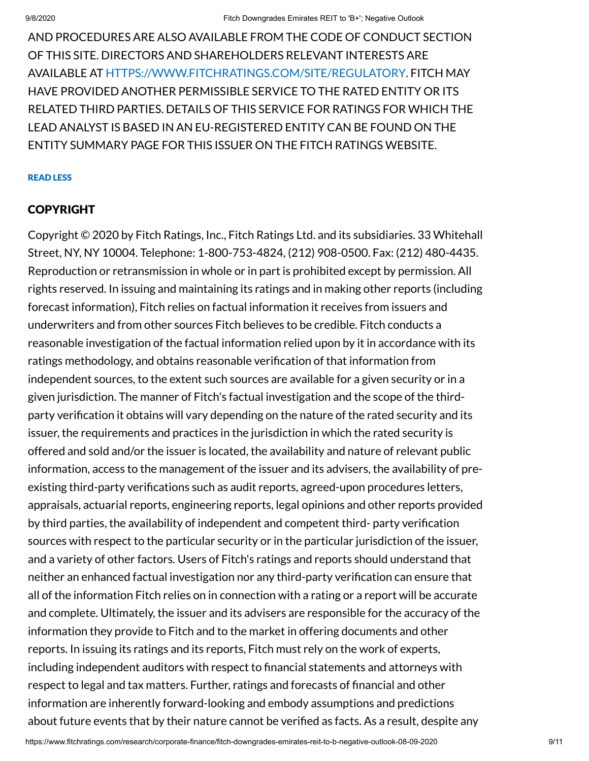AND PROCEDURES ARE ALSO AVAILABLE FROM THE CODE OF CONDUCT SECTION OF THIS SITE. DIRECTORS AND SHAREHOLDERS RELEVANT INTERESTS ARE AVAILABLE AT HTTPS://WWW.FITCHRATINGS.COM/SITE/REGULATORY. FITCH MAY HAVE PROVIDED ANOTHER PERMISSIBLE SERVICE TO THE RATED ENTITY OR ITS RELATED THIRD PARTIES. DETAILS OF THIS SERVICE FOR RATINGS FOR WHICH THE LEAD ANALYST IS BASED IN AN EU-REGISTERED ENTITY CAN BE FOUND ON THE ENTITY SUMMARY PAGE FOR THIS ISSUER ON THE FITCH RATINGS WEBSITE.

READ LESS

## COPYRIGHT

Copyright © 2020 by Fitch Ratings, Inc., Fitch Ratings Ltd. and its subsidiaries. 33 Whitehall Street, NY, NY 10004. Telephone: 1-800-753-4824, (212) 908-0500. Fax: (212) 480-4435. Reproduction or retransmission in whole or in part is prohibited except by permission. All rights reserved. In issuing and maintaining its ratings and in making other reports (including forecast information), Fitch relies on factual information it receives from issuers and underwriters and from other sources Fitch believes to be credible. Fitch conducts a reasonable investigation of the factual information relied upon by it in accordance with its ratings methodology, and obtains reasonable verification of that information from independent sources, to the extent such sources are available for a given security or in a given jurisdiction. The manner of Fitch's factual investigation and the scope of the third-party verification it obtains will vary depending on the nature of the rated security and its issuer, the requirements and practices in the jurisdiction in which the rated security is offered and sold and/or the issuer is located, the availability and nature of relevant public information, access to the management of the issuer and its advisers, the availability of pre-existing third-party verifications such as audit reports, agreed-upon procedures letters, appraisals, actuarial reports, engineering reports, legal opinions and other reports provided by third parties, the availability of independent and competent third- party verification sources with respect to the particular security or in the particular jurisdiction of the issuer, and a variety of other factors. Users of Fitch's ratings and reports should understand that neither an enhanced factual investigation nor any third-party verification can ensure that all of the information Fitch relies on in connection with a rating or a report will be accurate and complete. Ultimately, the issuer and its advisers are responsible for the accuracy of the information they provide to Fitch and to the market in offering documents and other reports. In issuing its ratings and its reports, Fitch must rely on the work of experts, including independent auditors with respect to financial statements and attorneys with respect to legal and tax matters. Further, ratings and forecasts of financial and other information are inherently forward-looking and embody assumptions and predictions about future events that by their nature cannot be verified as facts. As a result, despite any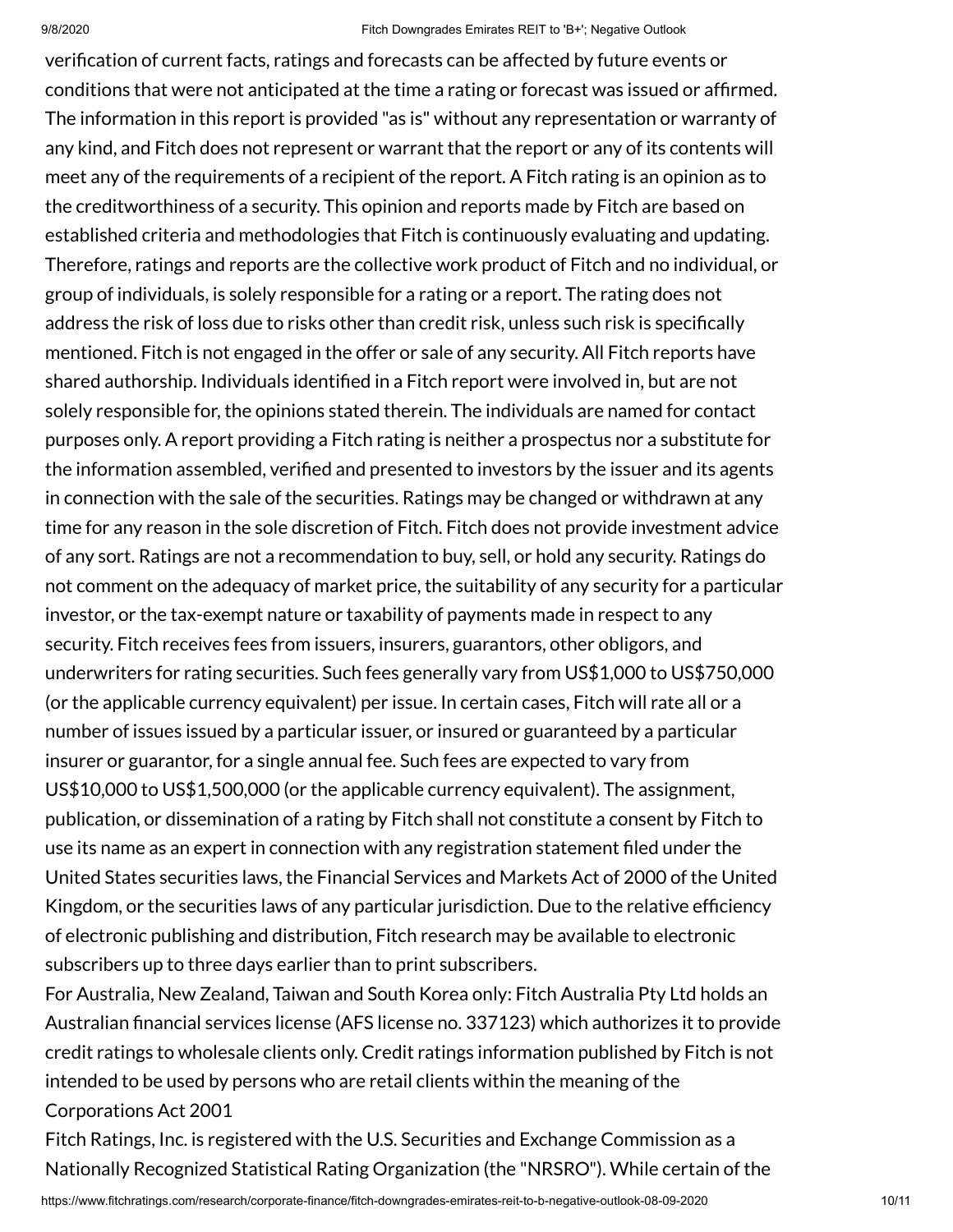verification of current facts, ratings and forecasts can be affected by future events or conditions that were not anticipated at the time a rating or forecast was issued or affirmed. The information in this report is provided "as is" without any representation or warranty of any kind, and Fitch does not represent or warrant that the report or any of its contents will meet any of the requirements of a recipient of the report. A Fitch rating is an opinion as to the creditworthiness of a security. This opinion and reports made by Fitch are based on established criteria and methodologies that Fitch is continuously evaluating and updating. Therefore, ratings and reports are the collective work product of Fitch and no individual, or group of individuals, is solely responsible for a rating or a report. The rating does not address the risk of loss due to risks other than credit risk, unless such risk is specifically mentioned. Fitch is not engaged in the offer or sale of any security. All Fitch reports have shared authorship. Individuals identified in a Fitch report were involved in, but are not solely responsible for, the opinions stated therein. The individuals are named for contact purposes only. A report providing a Fitch rating is neither a prospectus nor a substitute for the information assembled, verified and presented to investors by the issuer and its agents in connection with the sale of the securities. Ratings may be changed or withdrawn at any time for any reason in the sole discretion of Fitch. Fitch does not provide investment advice of any sort. Ratings are not a recommendation to buy, sell, or hold any security. Ratings do not comment on the adequacy of market price, the suitability of any security for a particular investor, or the tax-exempt nature or taxability of payments made in respect to any security. Fitch receives fees from issuers, insurers, guarantors, other obligors, and underwriters for rating securities. Such fees generally vary from US$1,000 to US$750,000 (or the applicable currency equivalent) per issue. In certain cases, Fitch will rate all or a number of issues issued by a particular issuer, or insured or guaranteed by a particular insurer or guarantor, for a single annual fee. Such fees are expected to vary from US$10,000 to US$1,500,000 (or the applicable currency equivalent). The assignment, publication, or dissemination of a rating by Fitch shall not constitute a consent by Fitch to use its name as an expert in connection with any registration statement filed under the United States securities laws, the Financial Services and Markets Act of 2000 of the United Kingdom, or the securities laws of any particular jurisdiction. Due to the relative efficiency of electronic publishing and distribution, Fitch research may be available to electronic subscribers up to three days earlier than to print subscribers.

For Australia, New Zealand, Taiwan and South Korea only: Fitch Australia Pty Ltd holds an Australian financial services license (AFS license no. 337123) which authorizes it to provide credit ratings to wholesale clients only. Credit ratings information published by Fitch is not intended to be used by persons who are retail clients within the meaning of the Corporations Act 2001

Fitch Ratings, Inc. is registered with the U.S. Securities and Exchange Commission as a Nationally Recognized Statistical Rating Organization (the "NRSRO"). While certain of the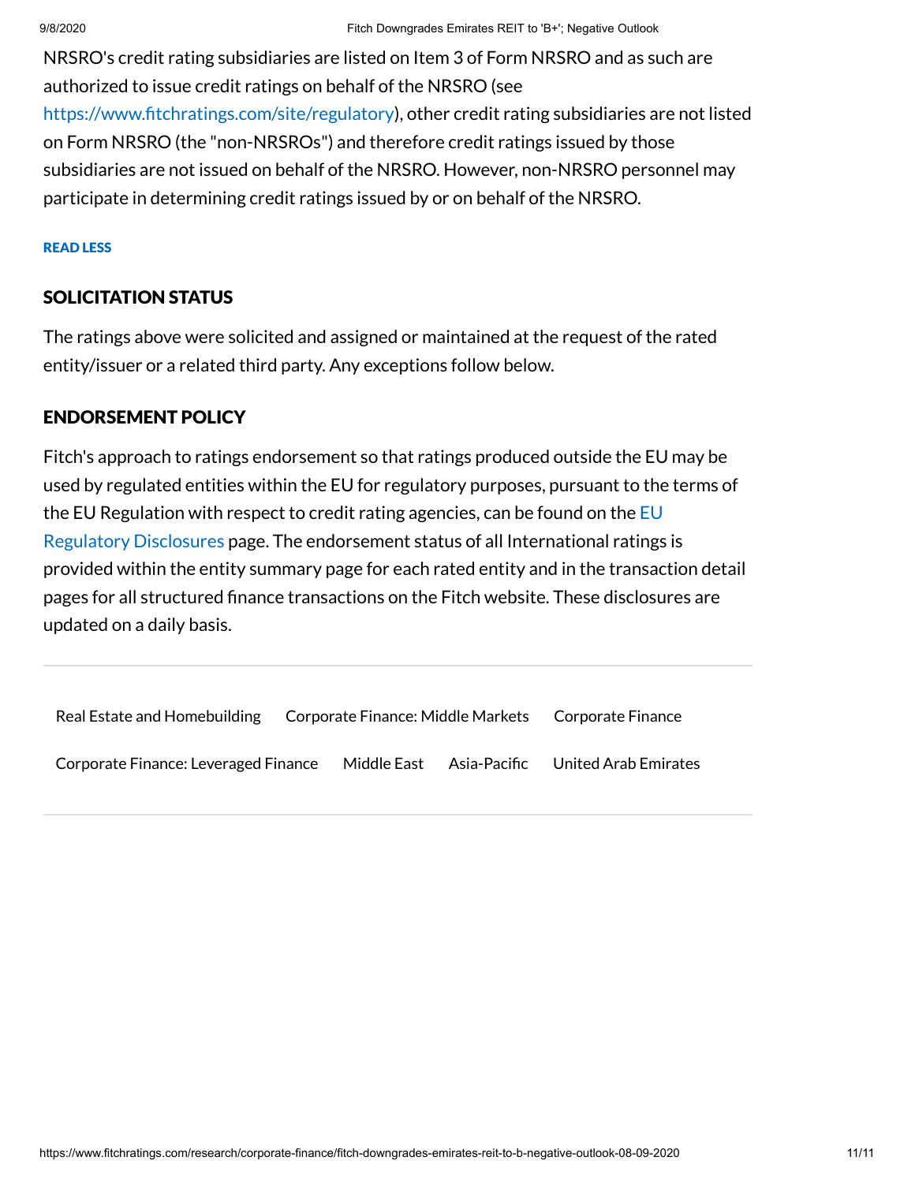NRSRO's credit rating subsidiaries are listed on Item 3 of Form NRSRO and as such are authorized to issue credit ratings on behalf of the NRSRO (see https://www.fitchratings.com/site/regulatory), other credit rating subsidiaries are not listed on Form NRSRO (the "non-NRSROs") and therefore credit ratings issued by those subsidiaries are not issued on behalf of the NRSRO. However, non-NRSRO personnel may participate in determining credit ratings issued by or on behalf of the NRSRO.

READ LESS

## SOLICITATION STATUS

The ratings above were solicited and assigned or maintained at the request of the rated entity/issuer or a related third party. Any exceptions follow below.

## ENDORSEMENT POLICY

Fitch's approach to ratings endorsement so that ratings produced outside the EU may be used by regulated entities within the EU for regulatory purposes, pursuant to the terms of the EU Regulation with respect to credit rating agencies, can be found on the EU Regulatory Disclosures page. The endorsement status of all International ratings is provided within the entity summary page for each rated entity and in the transaction detail pages for all structured finance transactions on the Fitch website. These disclosures are updated on a daily basis.

Real Estate and Homebuilding | Corporate Finance: Middle Markets | Corporate Finance

Corporate Finance: Leveraged Finance | Middle East | Asia-Pacific | United Arab Emirates